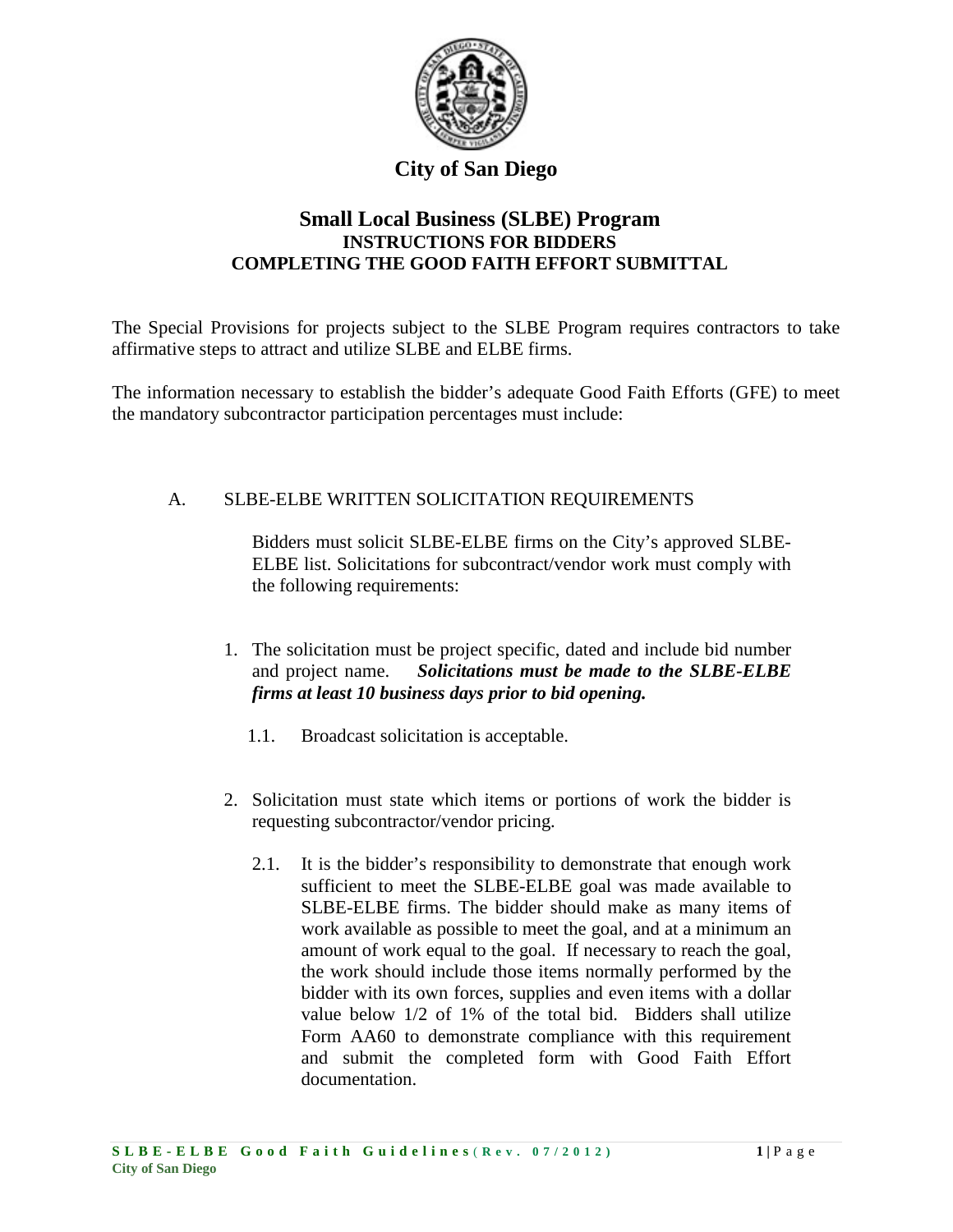# City of San Diego

## Small Local Business (SLBE) Program
### INSTRUCTIONS FOR BIDDERS
### COMPLETING THE GOOD FAITH EFFORT SUBMITTAL

The Special Provisions for projects subject to the SLBE Program requires contractors to take affirmative steps to attract and utilize SLBE and ELBE firms.

The information necessary to establish the bidder's adequate Good Faith Efforts (GFE) to meet the mandatory subcontractor participation percentages must include:

A. SLBE-ELBE WRITTEN SOLICITATION REQUIREMENTS

Bidders must solicit SLBE-ELBE firms on the City's approved SLBE-ELBE list. Solicitations for subcontract/vendor work must comply with the following requirements:

1. The solicitation must be project specific, dated and include bid number and project name. ***Solicitations must be made to the SLBE-ELBE firms at least 10 business days prior to bid opening.***

   1.1. Broadcast solicitation is acceptable.

2. Solicitation must state which items or portions of work the bidder is requesting subcontractor/vendor pricing.

   2.1. It is the bidder's responsibility to demonstrate that enough work sufficient to meet the SLBE-ELBE goal was made available to SLBE-ELBE firms. The bidder should make as many items of work available as possible to meet the goal, and at a minimum an amount of work equal to the goal. If necessary to reach the goal, the work should include those items normally performed by the bidder with its own forces, supplies and even items with a dollar value below 1/2 of 1% of the total bid. Bidders shall utilize Form AA60 to demonstrate compliance with this requirement and submit the completed form with Good Faith Effort documentation.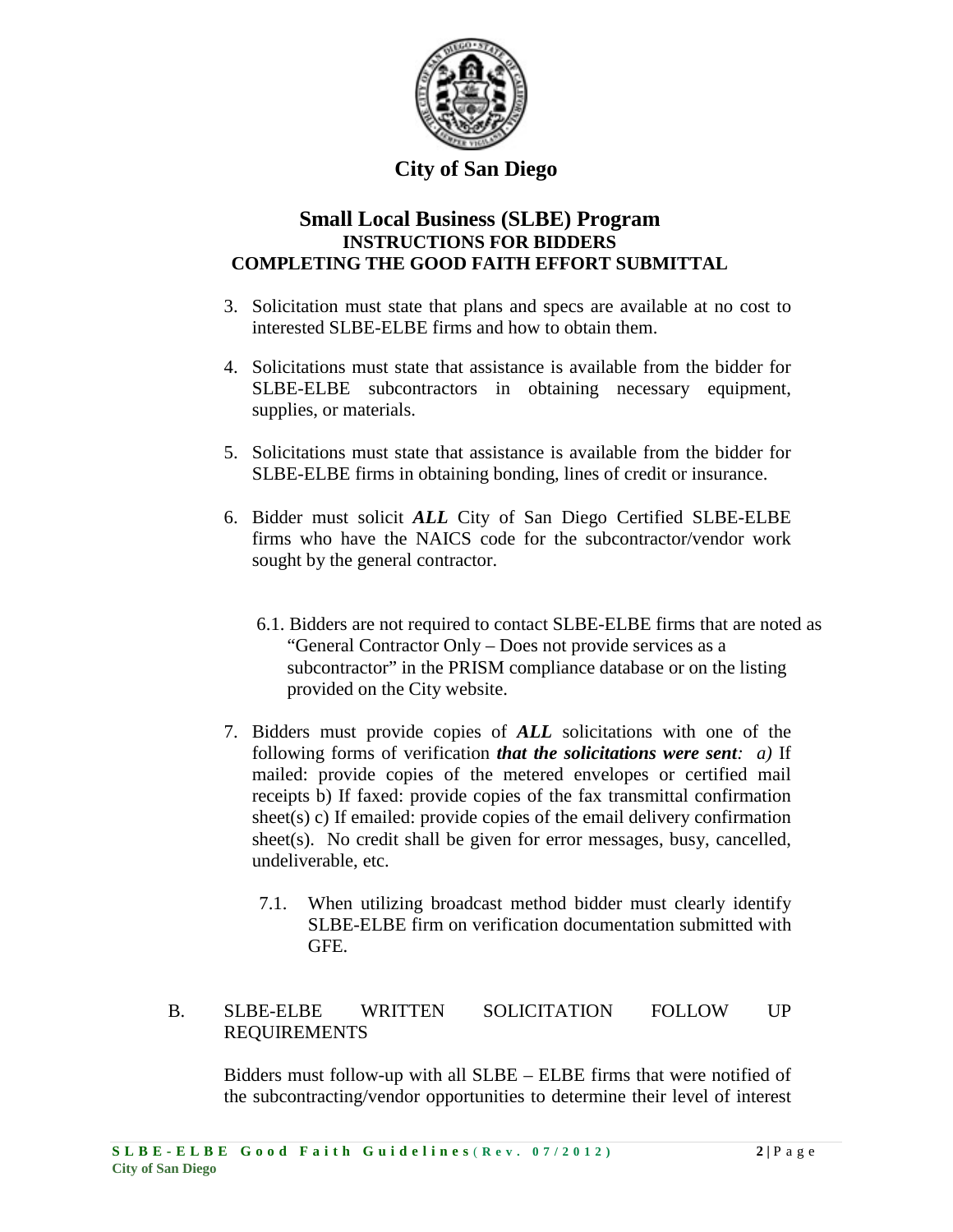**City of San Diego**

## Small Local Business (SLBE) Program
### INSTRUCTIONS FOR BIDDERS
### COMPLETING THE GOOD FAITH EFFORT SUBMITTAL

3. Solicitation must state that plans and specs are available at no cost to interested SLBE-ELBE firms and how to obtain them.

4. Solicitations must state that assistance is available from the bidder for SLBE-ELBE subcontractors in obtaining necessary equipment, supplies, or materials.

5. Solicitations must state that assistance is available from the bidder for SLBE-ELBE firms in obtaining bonding, lines of credit or insurance.

6. Bidder must solicit ***ALL*** City of San Diego Certified SLBE-ELBE firms who have the NAICS code for the subcontractor/vendor work sought by the general contractor.

   6.1. Bidders are not required to contact SLBE-ELBE firms that are noted as "General Contractor Only – Does not provide services as a subcontractor" in the PRISM compliance database or on the listing provided on the City website.

7. Bidders must provide copies of ***ALL*** solicitations with one of the following forms of verification ***that the solicitations were sent**: a)* If mailed: provide copies of the metered envelopes or certified mail receipts b) If faxed: provide copies of the fax transmittal confirmation sheet(s) c) If emailed: provide copies of the email delivery confirmation sheet(s). No credit shall be given for error messages, busy, cancelled, undeliverable, etc.

   7.1. When utilizing broadcast method bidder must clearly identify SLBE-ELBE firm on verification documentation submitted with GFE.

B. SLBE-ELBE WRITTEN SOLICITATION FOLLOW UP REQUIREMENTS

Bidders must follow-up with all SLBE – ELBE firms that were notified of the subcontracting/vendor opportunities to determine their level of interest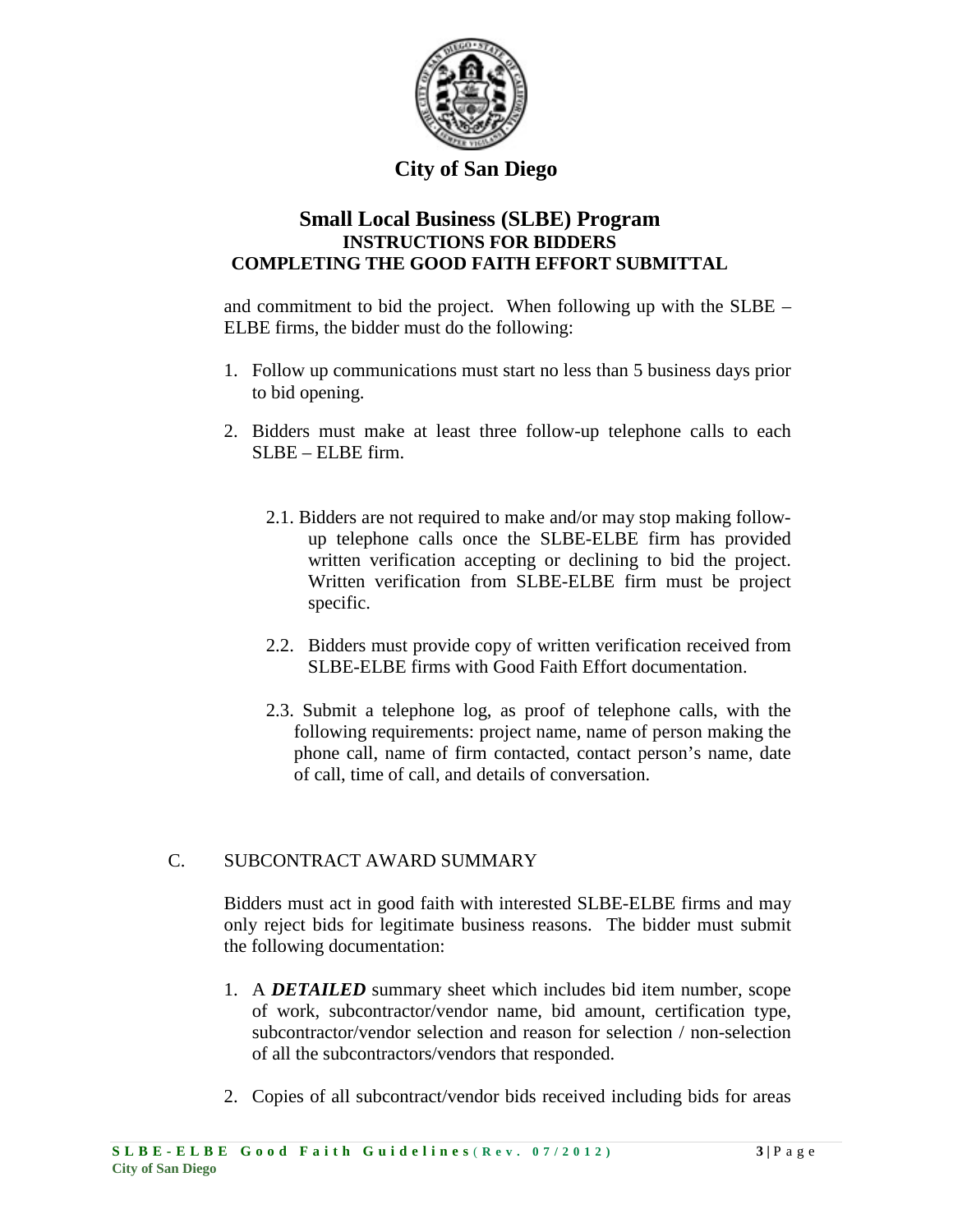and commitment to bid the project. When following up with the SLBE – ELBE firms, the bidder must do the following:

1. Follow up communications must start no less than 5 business days prior to bid opening.

2. Bidders must make at least three follow-up telephone calls to each SLBE – ELBE firm.

   2.1. Bidders are not required to make and/or may stop making follow-up telephone calls once the SLBE-ELBE firm has provided written verification accepting or declining to bid the project. Written verification from SLBE-ELBE firm must be project specific.

   2.2. Bidders must provide copy of written verification received from SLBE-ELBE firms with Good Faith Effort documentation.

   2.3. Submit a telephone log, as proof of telephone calls, with the following requirements: project name, name of person making the phone call, name of firm contacted, contact person's name, date of call, time of call, and details of conversation.

## C. SUBCONTRACT AWARD SUMMARY

Bidders must act in good faith with interested SLBE-ELBE firms and may only reject bids for legitimate business reasons. The bidder must submit the following documentation:

1. A ***DETAILED*** summary sheet which includes bid item number, scope of work, subcontractor/vendor name, bid amount, certification type, subcontractor/vendor selection and reason for selection / non-selection of all the subcontractors/vendors that responded.

2. Copies of all subcontract/vendor bids received including bids for areas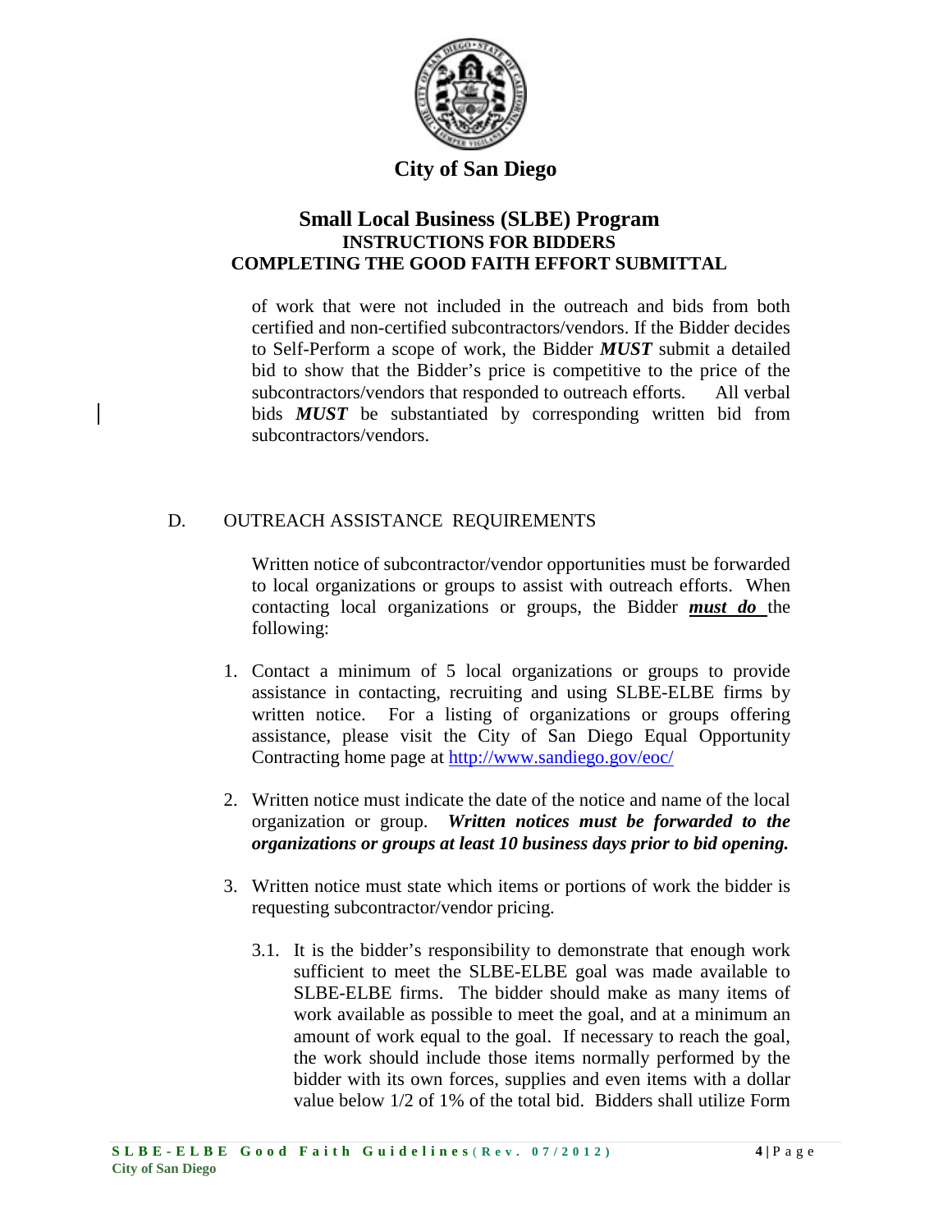of work that were not included in the outreach and bids from both certified and non-certified subcontractors/vendors. If the Bidder decides to Self-Perform a scope of work, the Bidder ***MUST*** submit a detailed bid to show that the Bidder's price is competitive to the price of the subcontractors/vendors that responded to outreach efforts. All verbal bids ***MUST*** be substantiated by corresponding written bid from subcontractors/vendors.

## D. OUTREACH ASSISTANCE REQUIREMENTS

Written notice of subcontractor/vendor opportunities must be forwarded to local organizations or groups to assist with outreach efforts. When contacting local organizations or groups, the Bidder ***must do*** the following:

1. Contact a minimum of 5 local organizations or groups to provide assistance in contacting, recruiting and using SLBE-ELBE firms by written notice. For a listing of organizations or groups offering assistance, please visit the City of San Diego Equal Opportunity Contracting home page at http://www.sandiego.gov/eoc/

2. Written notice must indicate the date of the notice and name of the local organization or group. ***Written notices must be forwarded to the organizations or groups at least 10 business days prior to bid opening.***

3. Written notice must state which items or portions of work the bidder is requesting subcontractor/vendor pricing.

   3.1. It is the bidder's responsibility to demonstrate that enough work sufficient to meet the SLBE-ELBE goal was made available to SLBE-ELBE firms. The bidder should make as many items of work available as possible to meet the goal, and at a minimum an amount of work equal to the goal. If necessary to reach the goal, the work should include those items normally performed by the bidder with its own forces, supplies and even items with a dollar value below 1/2 of 1% of the total bid. Bidders shall utilize Form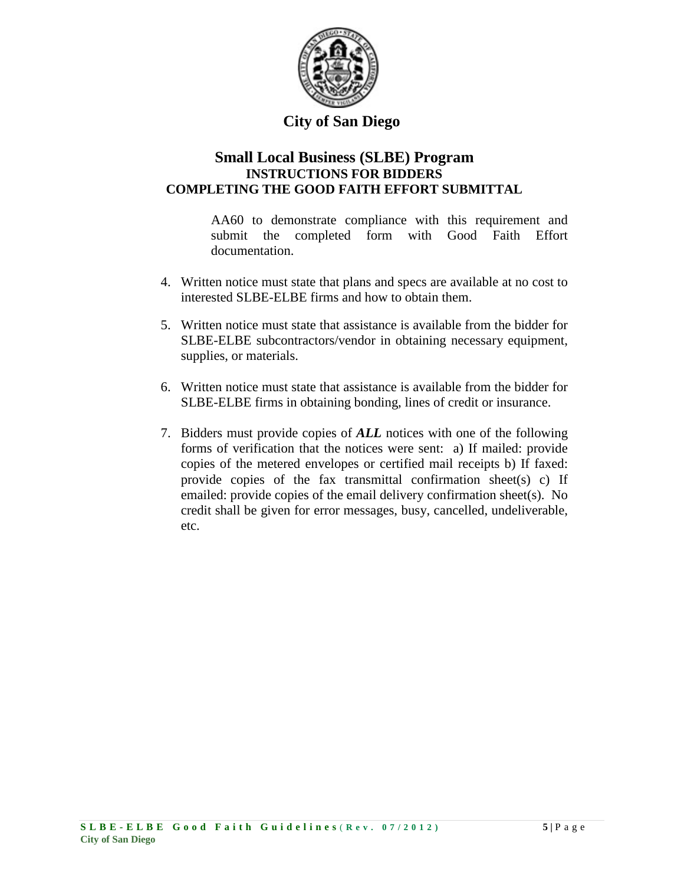# City of San Diego

## Small Local Business (SLBE) Program

### INSTRUCTIONS FOR BIDDERS

### COMPLETING THE GOOD FAITH EFFORT SUBMITTAL

AA60 to demonstrate compliance with this requirement and submit the completed form with Good Faith Effort documentation.

4. Written notice must state that plans and specs are available at no cost to interested SLBE-ELBE firms and how to obtain them.

5. Written notice must state that assistance is available from the bidder for SLBE-ELBE subcontractors/vendor in obtaining necessary equipment, supplies, or materials.

6. Written notice must state that assistance is available from the bidder for SLBE-ELBE firms in obtaining bonding, lines of credit or insurance.

7. Bidders must provide copies of ***ALL*** notices with one of the following forms of verification that the notices were sent: a) If mailed: provide copies of the metered envelopes or certified mail receipts b) If faxed: provide copies of the fax transmittal confirmation sheet(s) c) If emailed: provide copies of the email delivery confirmation sheet(s). No credit shall be given for error messages, busy, cancelled, undeliverable, etc.